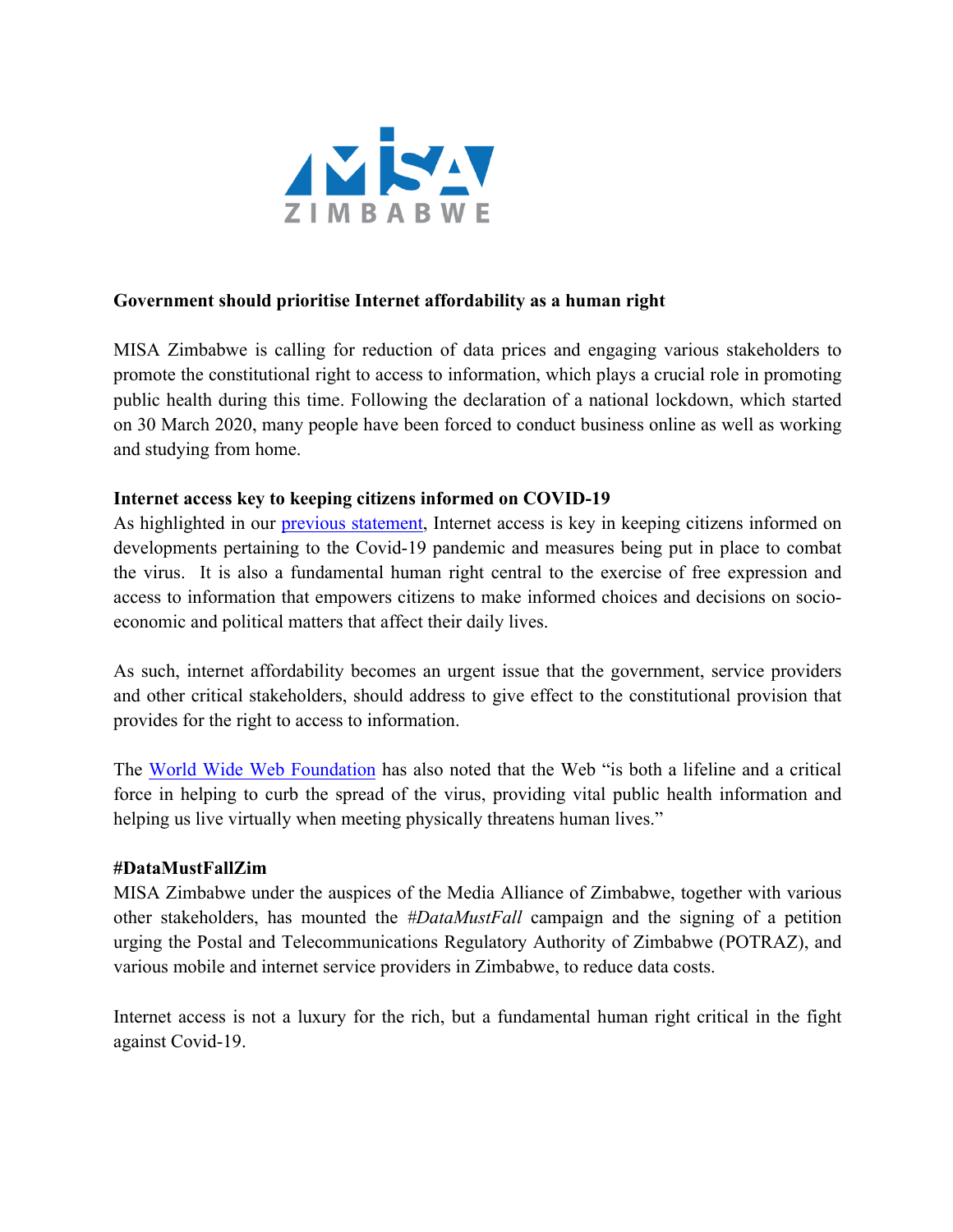MISA ZIMBABWE

**Government should prioritise Internet affordability as a human right**

MISA Zimbabwe is calling for reduction of data prices and engaging various stakeholders to promote the constitutional right to access to information, which plays a crucial role in promoting public health during this time. Following the declaration of a national lockdown, which started on 30 March 2020, many people have been forced to conduct business online as well as working and studying from home.

**Internet access key to keeping citizens informed on COVID-19**

As highlighted in our previous statement, Internet access is key in keeping citizens informed on developments pertaining to the Covid-19 pandemic and measures being put in place to combat the virus. It is also a fundamental human right central to the exercise of free expression and access to information that empowers citizens to make informed choices and decisions on socio-economic and political matters that affect their daily lives.

As such, internet affordability becomes an urgent issue that the government, service providers and other critical stakeholders, should address to give effect to the constitutional provision that provides for the right to access to information.

The World Wide Web Foundation has also noted that the Web "is both a lifeline and a critical force in helping to curb the spread of the virus, providing vital public health information and helping us live virtually when meeting physically threatens human lives."

**#DataMustFallZim**

MISA Zimbabwe under the auspices of the Media Alliance of Zimbabwe, together with various other stakeholders, has mounted the *#DataMustFall* campaign and the signing of a petition urging the Postal and Telecommunications Regulatory Authority of Zimbabwe (POTRAZ), and various mobile and internet service providers in Zimbabwe, to reduce data costs.

Internet access is not a luxury for the rich, but a fundamental human right critical in the fight against Covid-19.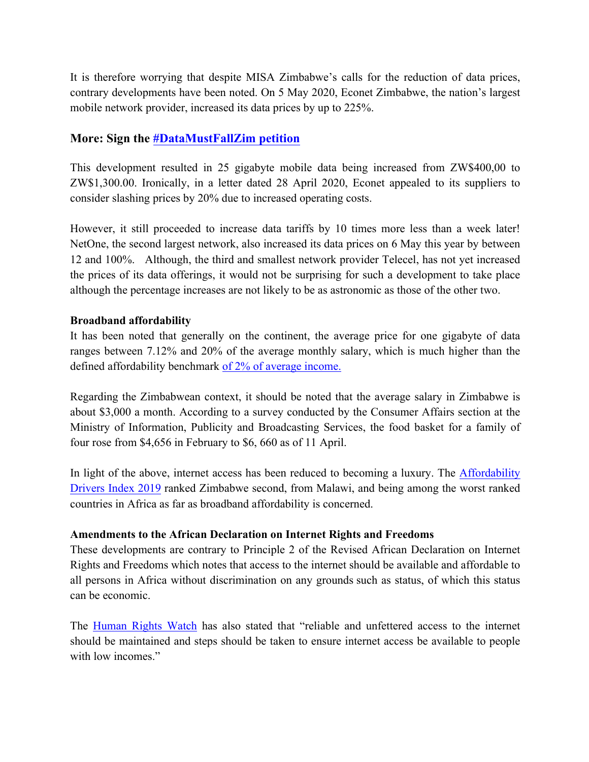It is therefore worrying that despite MISA Zimbabwe's calls for the reduction of data prices, contrary developments have been noted. On 5 May 2020, Econet Zimbabwe, the nation's largest mobile network provider, increased its data prices by up to 225%.

### More: Sign the [#DataMustFallZim petition]

This development resulted in 25 gigabyte mobile data being increased from ZW$400,00 to ZW$1,300.00. Ironically, in a letter dated 28 April 2020, Econet appealed to its suppliers to consider slashing prices by 20% due to increased operating costs.

However, it still proceeded to increase data tariffs by 10 times more less than a week later! NetOne, the second largest network, also increased its data prices on 6 May this year by between 12 and 100%. Although, the third and smallest network provider Telecel, has not yet increased the prices of its data offerings, it would not be surprising for such a development to take place although the percentage increases are not likely to be as astronomic as those of the other two.

**Broadband affordability**

It has been noted that generally on the continent, the average price for one gigabyte of data ranges between 7.12% and 20% of the average monthly salary, which is much higher than the defined affordability benchmark [of 2% of average income.]

Regarding the Zimbabwean context, it should be noted that the average salary in Zimbabwe is about $3,000 a month. According to a survey conducted by the Consumer Affairs section at the Ministry of Information, Publicity and Broadcasting Services, the food basket for a family of four rose from $4,656 in February to $6, 660 as of 11 April.

In light of the above, internet access has been reduced to becoming a luxury. The [Affordability Drivers Index 2019] ranked Zimbabwe second, from Malawi, and being among the worst ranked countries in Africa as far as broadband affordability is concerned.

**Amendments to the African Declaration on Internet Rights and Freedoms**

These developments are contrary to Principle 2 of the Revised African Declaration on Internet Rights and Freedoms which notes that access to the internet should be available and affordable to all persons in Africa without discrimination on any grounds such as status, of which this status can be economic.

The [Human Rights Watch] has also stated that "reliable and unfettered access to the internet should be maintained and steps should be taken to ensure internet access be available to people with low incomes."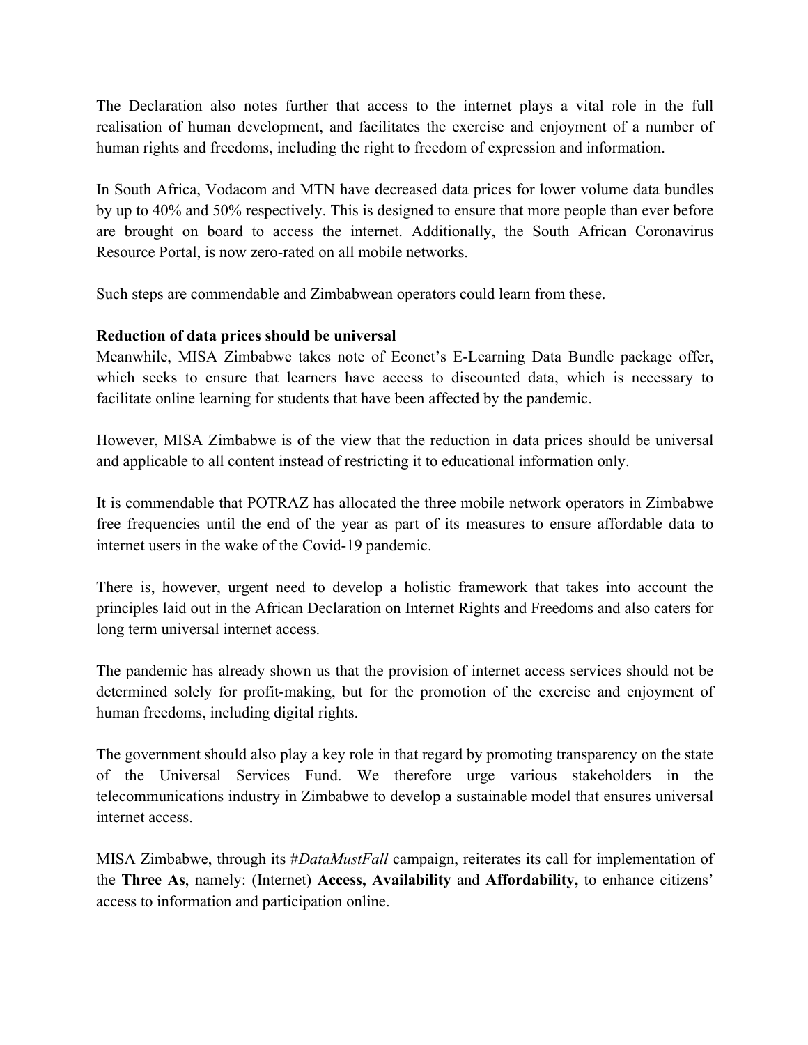The Declaration also notes further that access to the internet plays a vital role in the full realisation of human development, and facilitates the exercise and enjoyment of a number of human rights and freedoms, including the right to freedom of expression and information.

In South Africa, Vodacom and MTN have decreased data prices for lower volume data bundles by up to 40% and 50% respectively. This is designed to ensure that more people than ever before are brought on board to access the internet. Additionally, the South African Coronavirus Resource Portal, is now zero-rated on all mobile networks.

Such steps are commendable and Zimbabwean operators could learn from these.

**Reduction of data prices should be universal**

Meanwhile, MISA Zimbabwe takes note of Econet's E-Learning Data Bundle package offer, which seeks to ensure that learners have access to discounted data, which is necessary to facilitate online learning for students that have been affected by the pandemic.

However, MISA Zimbabwe is of the view that the reduction in data prices should be universal and applicable to all content instead of restricting it to educational information only.

It is commendable that POTRAZ has allocated the three mobile network operators in Zimbabwe free frequencies until the end of the year as part of its measures to ensure affordable data to internet users in the wake of the Covid-19 pandemic.

There is, however, urgent need to develop a holistic framework that takes into account the principles laid out in the African Declaration on Internet Rights and Freedoms and also caters for long term universal internet access.

The pandemic has already shown us that the provision of internet access services should not be determined solely for profit-making, but for the promotion of the exercise and enjoyment of human freedoms, including digital rights.

The government should also play a key role in that regard by promoting transparency on the state of the Universal Services Fund. We therefore urge various stakeholders in the telecommunications industry in Zimbabwe to develop a sustainable model that ensures universal internet access.

MISA Zimbabwe, through its *#DataMustFall* campaign, reiterates its call for implementation of the **Three As**, namely: (Internet) **Access, Availability** and **Affordability,** to enhance citizens' access to information and participation online.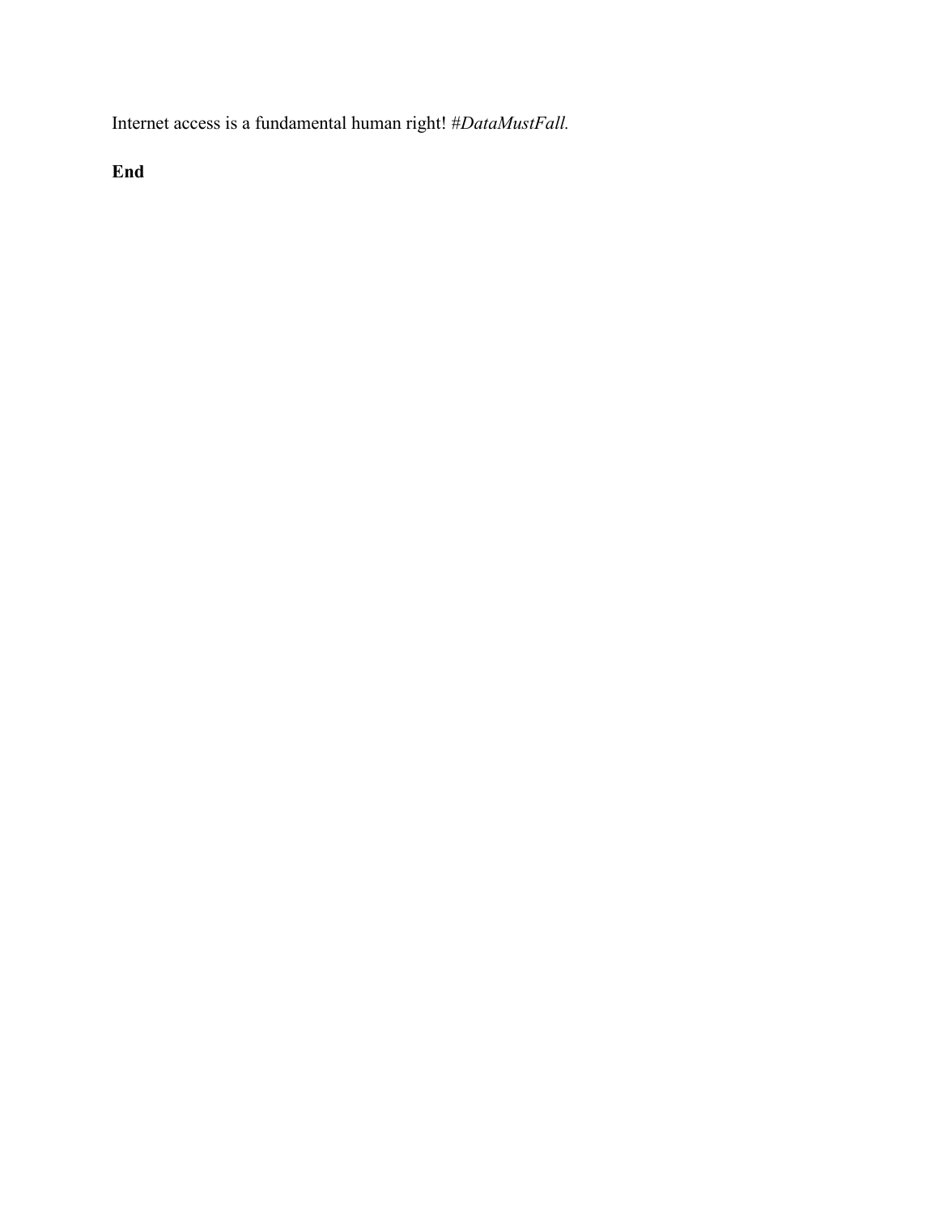Internet access is a fundamental human right! *#DataMustFall.*

**End**